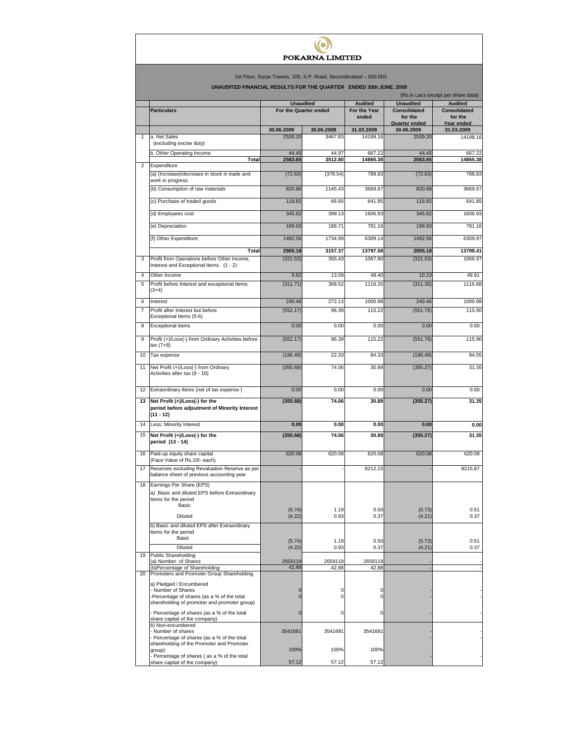# POKARNA LIMITED

1st Floor, Surya Towers, 105, S.P. Road, Secunderabad – 500 003

## UNAUDITED FINANCIAL RESULTS FOR THE QUARTER ENDED 30th JUNE, 2009

(Rs.in Lacs except per share data)

| | Particulars | Unaudited | | Audited | Unaudited | Audited |
|---|---|---|---|---|---|---|
| | | For the Quarter ended | | For the Year ended | Consolidated for the Quarter ended | Consolidated for the Year ended |
| | | 30.06.2009 | 30.06.2008 | 31.03.2009 | 30.06.2009 | 31.03.2009 |
| 1 | a. Net Sales (excluding excise duty) | 2539.20 | 3467.83 | 14198.16 | 2539.20 | 14198.16 |
| | b. Other Operating Income | 44.45 | 44.97 | 667.22 | 44.45 | 667.22 |
| | **Total** | **2583.65** | **3512.80** | **14865.38** | **2583.65** | **14865.38** |
| 2 | Expenditure | | | | | |
| | (a) (Increase)/decrease in stock in trade and work in progress | (72.63) | (378.54) | 788.83 | (72.63) | 788.83 |
| | (b) Consumption of raw materials | 820.88 | 1145.43 | 3669.67 | 820.88 | 3669.67 |
| | (c) Purchase of traded goods | 118.82 | 66.65 | 641.85 | 118.82 | 641.85 |
| | (d) Employees cost | 345.62 | 399.13 | 1606.93 | 345.62 | 1606.93 |
| | (e) Depreciation | 199.93 | 189.71 | 781.16 | 199.93 | 781.16 |
| | (f) Other Expenditure | 1492.56 | 1734.99 | 6309.14 | 1492.56 | 6309.97 |
| | **Total** | **2905.18** | **3157.37** | **13797.58** | **2905.18** | **13798.41** |
| 3 | Profit from Operations before Other Income, Interest and Exceptional Items (1 - 2) | (321.53) | 355.43 | 1067.80 | (321.53) | 1066.97 |
| 4 | Other Income | 9.82 | 13.09 | 48.40 | 10.23 | 49.91 |
| 5 | Profit before Interest and exceptional Items (3+4) | (311.71) | 368.52 | 1116.20 | (311.30) | 1116.88 |
| 6 | Interest | 240.46 | 272.13 | 1000.98 | 240.46 | 1000.98 |
| 7 | Profit after Interest but before Exceptional Items (5-6) | (552.17) | 96.39 | 115.22 | (551.76) | 115.90 |
| 8 | Exceptional items | 0.00 | 0.00 | 0.00 | 0.00 | 0.00 |
| 9 | Profit (+)/Loss(-) from Ordinary Activities before tax (7+8) | (552.17) | 96.39 | 115.22 | (551.76) | 115.90 |
| 10 | Tax expense | (196.49) | 22.33 | 84.33 | (196.49) | 84.55 |
| 11 | Net Profit (+)/Loss(-) from Ordinary Activities after tax (9 - 10) | (355.68) | 74.06 | 30.89 | (355.27) | 31.35 |
| 12 | Extraordinary Items (net of tax expense ) | 0.00 | 0.00 | 0.00 | 0.00 | 0.00 |
| **13** | **Net Profit (+)/Loss(-) for the period before adjsutment of Minority Interest (11 - 12)** | **(355.68)** | **74.06** | **30.89** | **(355.27)** | **31.35** |
| 14 | Less: Minority Interest | **0.00** | **0.00** | **0.00** | **0.00** | **0.00** |
| 15 | **Net Profit (+)/Loss(-) for the period (13 - 14)** | **(355.68)** | **74.06** | **30.89** | **(355.27)** | **31.35** |
| 16 | Paid-up equity share capital (Face Value of Rs.10/- each) | 620.08 | 620.08 | 620.08 | 620.08 | 620.08 |
| 17 | Reserves excluding Revaluation Reserve as per balance sheet of previous accounting year | - | - | 8212.15 | - | 8215.87 |
| 18 | Earnings Per Share (EPS) | | | | | |
| | a) Basic and diluted EPS before Extraordinary items for the period | | | | | |
| | Basic | (5.74) | 1.19 | 0.50 | (5.73) | 0.51 |
| | Diluted | (4.22) | 0.93 | 0.37 | (4.21) | 0.37 |
| | b) Basic and diluted EPS after Extraordinary items for the period | | | | | |
| | Basic | (5.74) | 1.19 | 0.50 | (5.73) | 0.51 |
| | Diluted | (4.22) | 0.93 | 0.37 | (4.21) | 0.37 |
| 19 | Public Shareholding | | | | | |
| | (a) Number of Shares | 2659119 | 2659119 | 2659119 | - | - |
| | (b)Percentage of Shareholding | 42.88 | 42.88 | 42.88 | - | - |
| 20 | Promoters and Promoter Group Shareholding | | | | | |
| | a) Pledged / Encumbered | | | | | |
| | - Number of Shares | 0 | 0 | 0 | - | - |
| | -Percentage of shares (as a % of the total shareholding of promoter and promoter group) | 0 | 0 | 0 | - | - |
| | - Percentage of shares (as a % of the total share capital of the company) | 0 | 0 | 0 | - | - |
| | b) Non-encumbered | | | | | |
| | - Number of shares | 3541681 | 3541681 | 3541681 | - | - |
| | - Percentage of shares (as a % of the total shareholding of the Promoter and Promoter group) | 100% | 100% | 100% | - | - |
| | - Percentage of shares ( as a % of the total share capital of the company) | 57.12 | 57.12 | 57.12 | - | - |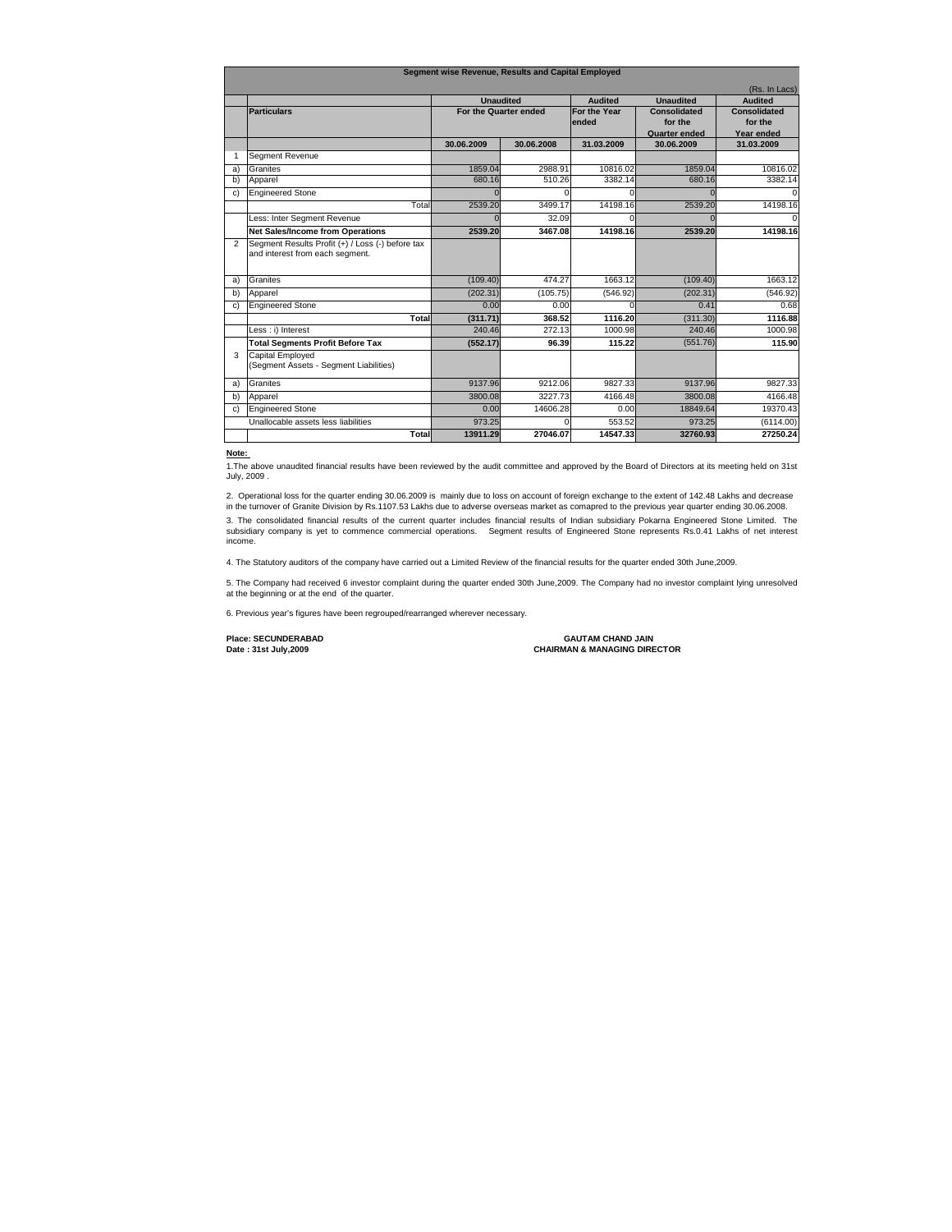## Segment wise Revenue, Results and Capital Employed

(Rs. In Lacs)

| | Particulars | Unaudited | | Audited | Unaudited | Audited |
|---|---|---|---|---|---|---|
| | | For the Quarter ended | | For the Year ended | Consolidated for the Quarter ended | Consolidated for the Year ended |
| | | 30.06.2009 | 30.06.2008 | 31.03.2009 | 30.06.2009 | 31.03.2009 |
| 1 | Segment Revenue | | | | | |
| a) | Granites | 1859.04 | 2988.91 | 10816.02 | 1859.04 | 10816.02 |
| b) | Apparel | 680.16 | 510.26 | 3382.14 | 680.16 | 3382.14 |
| c) | Engineered Stone | 0 | 0 | 0 | 0 | 0 |
| | Total | 2539.20 | 3499.17 | 14198.16 | 2539.20 | 14198.16 |
| | Less: Inter Segment Revenue | 0 | 32.09 | 0 | 0 | 0 |
| | **Net Sales/Income from Operations** | **2539.20** | **3467.08** | **14198.16** | **2539.20** | **14198.16** |
| 2 | Segment Results Profit (+) / Loss (-) before tax and interest from each segment. | | | | | |
| a) | Granites | (109.40) | 474.27 | 1663.12 | (109.40) | 1663.12 |
| b) | Apparel | (202.31) | (105.75) | (546.92) | (202.31) | (546.92) |
| c) | Engineered Stone | 0.00 | 0.00 | 0 | 0.41 | 0.68 |
| | **Total** | **(311.71)** | **368.52** | **1116.20** | (311.30) | **1116.88** |
| | Less : i) Interest | 240.46 | 272.13 | 1000.98 | 240.46 | 1000.98 |
| | **Total Segments Profit Before Tax** | **(552.17)** | **96.39** | **115.22** | (551.76) | **115.90** |
| 3 | Capital Employed (Segment Assets - Segment Liabilities) | | | | | |
| a) | Granites | 9137.96 | 9212.06 | 9827.33 | 9137.96 | 9827.33 |
| b) | Apparel | 3800.08 | 3227.73 | 4166.48 | 3800.08 | 4166.48 |
| c) | Engineered Stone | 0.00 | 14606.28 | 0.00 | 18849.64 | 19370.43 |
| | Unallocable assets less liabilities | 973.25 | 0 | 553.52 | 973.25 | (6114.00) |
| | **Total** | **13911.29** | **27046.07** | **14547.33** | **32760.93** | **27250.24** |

**Note:**

1.The above unaudited financial results have been reviewed by the audit committee and approved by the Board of Directors at its meeting held on 31st July, 2009 .

2. Operational loss for the quarter ending 30.06.2009 is mainly due to loss on account of foreign exchange to the extent of 142.48 Lakhs and decrease in the turnover of Granite Division by Rs.1107.53 Lakhs due to adverse overseas market as comapred to the previous year quarter ending 30.06.2008.

3. The consolidated financial results of the current quarter includes financial results of Indian subsidiary Pokarna Engineered Stone Limited. The subsidiary company is yet to commence commercial operations. Segment results of Engineered Stone represents Rs.0.41 Lakhs of net interest income.

4. The Statutory auditors of the company have carried out a Limited Review of the financial results for the quarter ended 30th June,2009.

5. The Company had received 6 investor complaint during the quarter ended 30th June,2009. The Company had no investor complaint lying unresolved at the beginning or at the end of the quarter.

6. Previous year's figures have been regrouped/rearranged wherever necessary.

**Place: SECUNDERABAD**
**Date : 31st July,2009**

**GAUTAM CHAND JAIN**
**CHAIRMAN & MANAGING DIRECTOR**